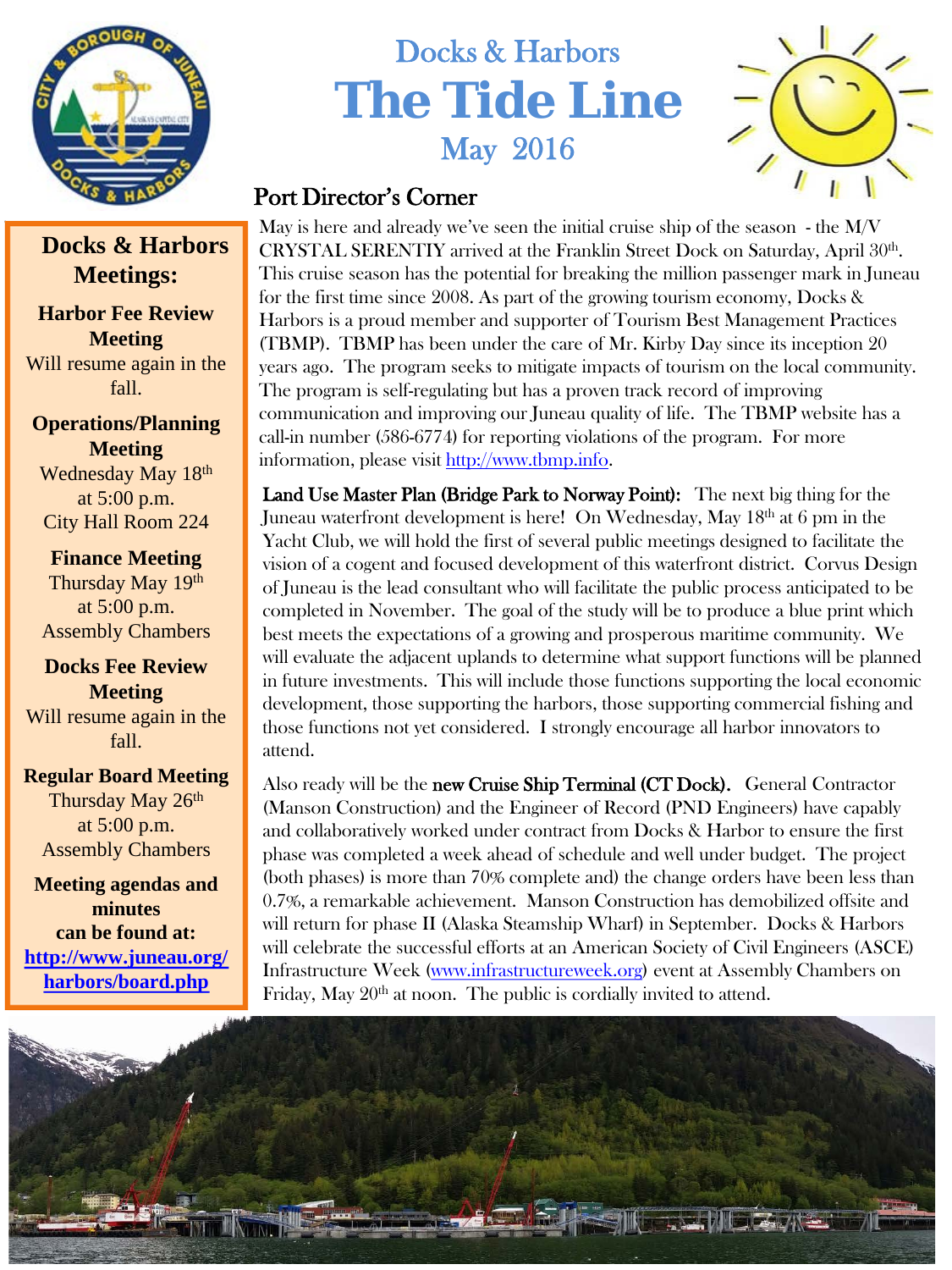# Docks & Harbors

# The Tide Line

## May 2016

## Port Director's Corner

May is here and already we've seen the initial cruise ship of the season - the M/V CRYSTAL SERENTIY arrived at the Franklin Street Dock on Saturday, April 30th. This cruise season has the potential for breaking the million passenger mark in Juneau for the first time since 2008. As part of the growing tourism economy, Docks & Harbors is a proud member and supporter of Tourism Best Management Practices (TBMP). TBMP has been under the care of Mr. Kirby Day since its inception 20 years ago. The program seeks to mitigate impacts of tourism on the local community. The program is self-regulating but has a proven track record of improving communication and improving our Juneau quality of life. The TBMP website has a call-in number (586-6774) for reporting violations of the program. For more information, please visit http://www.tbmp.info.

**Land Use Master Plan (Bridge Park to Norway Point):** The next big thing for the Juneau waterfront development is here! On Wednesday, May 18th at 6 pm in the Yacht Club, we will hold the first of several public meetings designed to facilitate the vision of a cogent and focused development of this waterfront district. Corvus Design of Juneau is the lead consultant who will facilitate the public process anticipated to be completed in November. The goal of the study will be to produce a blue print which best meets the expectations of a growing and prosperous maritime community. We will evaluate the adjacent uplands to determine what support functions will be planned in future investments. This will include those functions supporting the local economic development, those supporting the harbors, those supporting commercial fishing and those functions not yet considered. I strongly encourage all harbor innovators to attend.

Also ready will be the **new Cruise Ship Terminal (CT Dock).** General Contractor (Manson Construction) and the Engineer of Record (PND Engineers) have capably and collaboratively worked under contract from Docks & Harbor to ensure the first phase was completed a week ahead of schedule and well under budget. The project (both phases) is more than 70% complete and) the change orders have been less than 0.7%, a remarkable achievement. Manson Construction has demobilized offsite and will return for phase II (Alaska Steamship Wharf) in September. Docks & Harbors will celebrate the successful efforts at an American Society of Civil Engineers (ASCE) Infrastructure Week (www.infrastructureweek.org) event at Assembly Chambers on Friday, May 20th at noon. The public is cordially invited to attend.

---

### Docks & Harbors Meetings:

**Harbor Fee Review Meeting**
Will resume again in the fall.

**Operations/Planning Meeting**
Wednesday May 18th
at 5:00 p.m.
City Hall Room 224

**Finance Meeting**
Thursday May 19th
at 5:00 p.m.
Assembly Chambers

**Docks Fee Review Meeting**
Will resume again in the fall.

**Regular Board Meeting**
Thursday May 26th
at 5:00 p.m.
Assembly Chambers

**Meeting agendas and minutes can be found at:**
**http://www.juneau.org/harbors/board.php**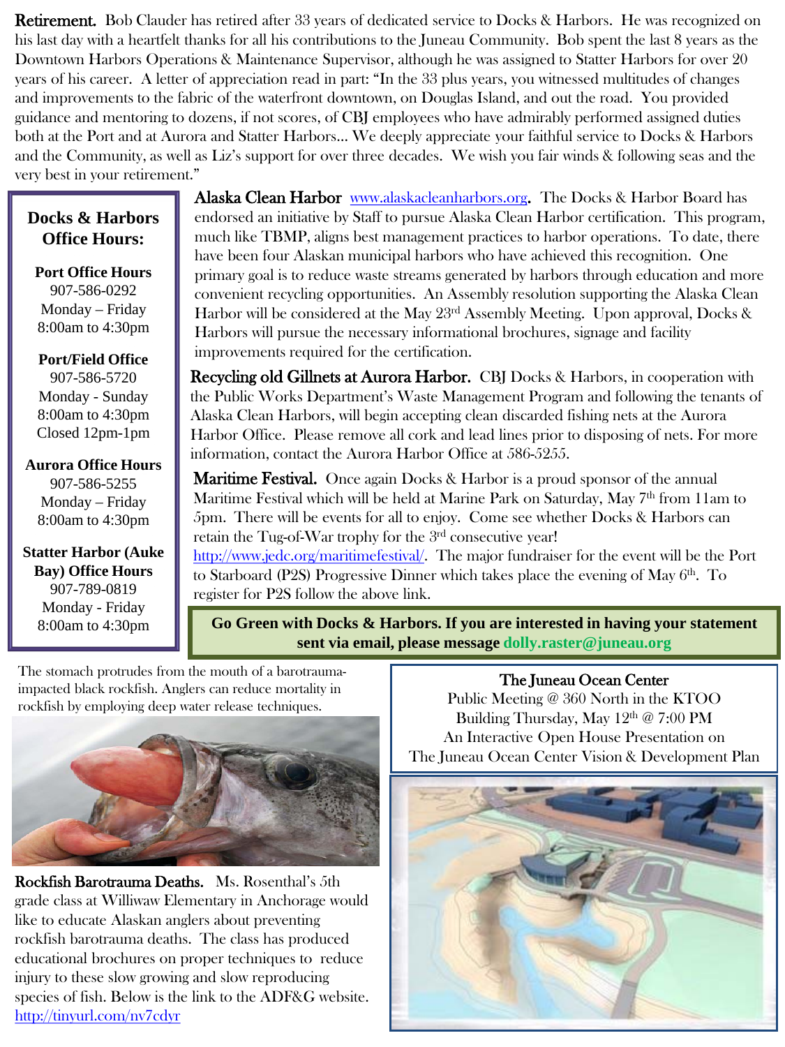**Retirement.** Bob Clauder has retired after 33 years of dedicated service to Docks & Harbors. He was recognized on his last day with a heartfelt thanks for all his contributions to the Juneau Community. Bob spent the last 8 years as the Downtown Harbors Operations & Maintenance Supervisor, although he was assigned to Statter Harbors for over 20 years of his career. A letter of appreciation read in part: "In the 33 plus years, you witnessed multitudes of changes and improvements to the fabric of the waterfront downtown, on Douglas Island, and out the road. You provided guidance and mentoring to dozens, if not scores, of CBJ employees who have admirably performed assigned duties both at the Port and at Aurora and Statter Harbors… We deeply appreciate your faithful service to Docks & Harbors and the Community, as well as Liz's support for over three decades. We wish you fair winds & following seas and the very best in your retirement."

## Docks & Harbors Office Hours:

**Port Office Hours**
907-586-0292
Monday – Friday
8:00am to 4:30pm

**Port/Field Office**
907-586-5720
Monday - Sunday
8:00am to 4:30pm
Closed 12pm-1pm

**Aurora Office Hours**
907-586-5255
Monday – Friday
8:00am to 4:30pm

**Statter Harbor (Auke Bay) Office Hours**
907-789-0819
Monday - Friday
8:00am to 4:30pm

**Alaska Clean Harbor** www.alaskacleanharbors.org. The Docks & Harbor Board has endorsed an initiative by Staff to pursue Alaska Clean Harbor certification. This program, much like TBMP, aligns best management practices to harbor operations. To date, there have been four Alaskan municipal harbors who have achieved this recognition. One primary goal is to reduce waste streams generated by harbors through education and more convenient recycling opportunities. An Assembly resolution supporting the Alaska Clean Harbor will be considered at the May 23rd Assembly Meeting. Upon approval, Docks & Harbors will pursue the necessary informational brochures, signage and facility improvements required for the certification.

**Recycling old Gillnets at Aurora Harbor.** CBJ Docks & Harbors, in cooperation with the Public Works Department's Waste Management Program and following the tenants of Alaska Clean Harbors, will begin accepting clean discarded fishing nets at the Aurora Harbor Office. Please remove all cork and lead lines prior to disposing of nets. For more information, contact the Aurora Harbor Office at 586-5255.

**Maritime Festival.** Once again Docks & Harbor is a proud sponsor of the annual Maritime Festival which will be held at Marine Park on Saturday, May 7th from 11am to 5pm. There will be events for all to enjoy. Come see whether Docks & Harbors can retain the Tug-of-War trophy for the 3rd consecutive year! http://www.jedc.org/maritimefestival/. The major fundraiser for the event will be the Port to Starboard (P2S) Progressive Dinner which takes place the evening of May 6th. To register for P2S follow the above link.

**Go Green with Docks & Harbors. If you are interested in having your statement sent via email, please message dolly.raster@juneau.org**

The stomach protrudes from the mouth of a barotrauma-impacted black rockfish. Anglers can reduce mortality in rockfish by employing deep water release techniques.

**Rockfish Barotrauma Deaths.** Ms. Rosenthal's 5th grade class at Williwaw Elementary in Anchorage would like to educate Alaskan anglers about preventing rockfish barotrauma deaths. The class has produced educational brochures on proper techniques to reduce injury to these slow growing and slow reproducing species of fish. Below is the link to the ADF&G website. http://tinyurl.com/nv7cdyr

**The Juneau Ocean Center**
Public Meeting @ 360 North in the KTOO Building Thursday, May 12th @ 7:00 PM
An Interactive Open House Presentation on The Juneau Ocean Center Vision & Development Plan